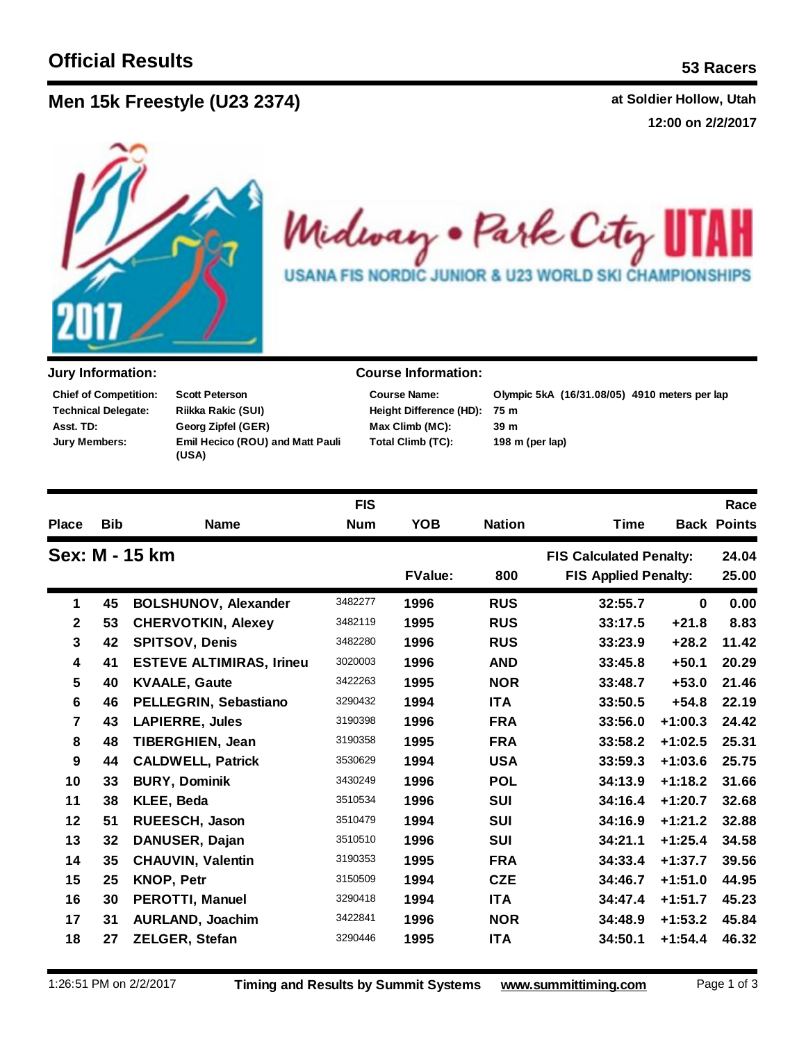# Official Results

**53 Racers**

## Men 15k Freestyle (U23 2374)

**at Soldier Hollow, Utah**
**12:00 on 2/2/2017**

Midway • Park City UTAH
USANA FIS NORDIC JUNIOR & U23 WORLD SKI CHAMPIONSHIPS

### Jury Information:

| | |
|---|---|
| **Chief of Competition:** | **Scott Peterson** |
| **Technical Delegate:** | **Riikka Rakic (SUI)** |
| **Asst. TD:** | **Georg Zipfel (GER)** |
| **Jury Members:** | **Emil Hecico (ROU) and Matt Pauli (USA)** |

### Course Information:

| | |
|---|---|
| **Course Name:** | **Olympic 5kA (16/31.08/05) 4910 meters per lap** |
| **Height Difference (HD):** | **75 m** |
| **Max Climb (MC):** | **39 m** |
| **Total Climb (TC):** | **198 m (per lap)** |

**Sex: M - 15 km**

**FValue: 800** | **FIS Calculated Penalty: 24.04** | **FIS Applied Penalty: 25.00**

| Place | Bib | Name | FIS Num | YOB | Nation | Time | Back | Race Points |
|---|---|---|---|---|---|---|---|---|
| 1 | 45 | BOLSHUNOV, Alexander | 3482277 | 1996 | RUS | 32:55.7 | 0 | 0.00 |
| 2 | 53 | CHERVOTKIN, Alexey | 3482119 | 1995 | RUS | 33:17.5 | +21.8 | 8.83 |
| 3 | 42 | SPITSOV, Denis | 3482280 | 1996 | RUS | 33:23.9 | +28.2 | 11.42 |
| 4 | 41 | ESTEVE ALTIMIRAS, Irineu | 3020003 | 1996 | AND | 33:45.8 | +50.1 | 20.29 |
| 5 | 40 | KVAALE, Gaute | 3422263 | 1995 | NOR | 33:48.7 | +53.0 | 21.46 |
| 6 | 46 | PELLEGRIN, Sebastiano | 3290432 | 1994 | ITA | 33:50.5 | +54.8 | 22.19 |
| 7 | 43 | LAPIERRE, Jules | 3190398 | 1996 | FRA | 33:56.0 | +1:00.3 | 24.42 |
| 8 | 48 | TIBERGHIEN, Jean | 3190358 | 1995 | FRA | 33:58.2 | +1:02.5 | 25.31 |
| 9 | 44 | CALDWELL, Patrick | 3530629 | 1994 | USA | 33:59.3 | +1:03.6 | 25.75 |
| 10 | 33 | BURY, Dominik | 3430249 | 1996 | POL | 34:13.9 | +1:18.2 | 31.66 |
| 11 | 38 | KLEE, Beda | 3510534 | 1996 | SUI | 34:16.4 | +1:20.7 | 32.68 |
| 12 | 51 | RUEESCH, Jason | 3510479 | 1994 | SUI | 34:16.9 | +1:21.2 | 32.88 |
| 13 | 32 | DANUSER, Dajan | 3510510 | 1996 | SUI | 34:21.1 | +1:25.4 | 34.58 |
| 14 | 35 | CHAUVIN, Valentin | 3190353 | 1995 | FRA | 34:33.4 | +1:37.7 | 39.56 |
| 15 | 25 | KNOP, Petr | 3150509 | 1994 | CZE | 34:46.7 | +1:51.0 | 44.95 |
| 16 | 30 | PEROTTI, Manuel | 3290418 | 1994 | ITA | 34:47.4 | +1:51.7 | 45.23 |
| 17 | 31 | AURLAND, Joachim | 3422841 | 1996 | NOR | 34:48.9 | +1:53.2 | 45.84 |
| 18 | 27 | ZELGER, Stefan | 3290446 | 1995 | ITA | 34:50.1 | +1:54.4 | 46.32 |

1:26:51 PM on 2/2/2017 | Timing and Results by Summit Systems | www.summittiming.com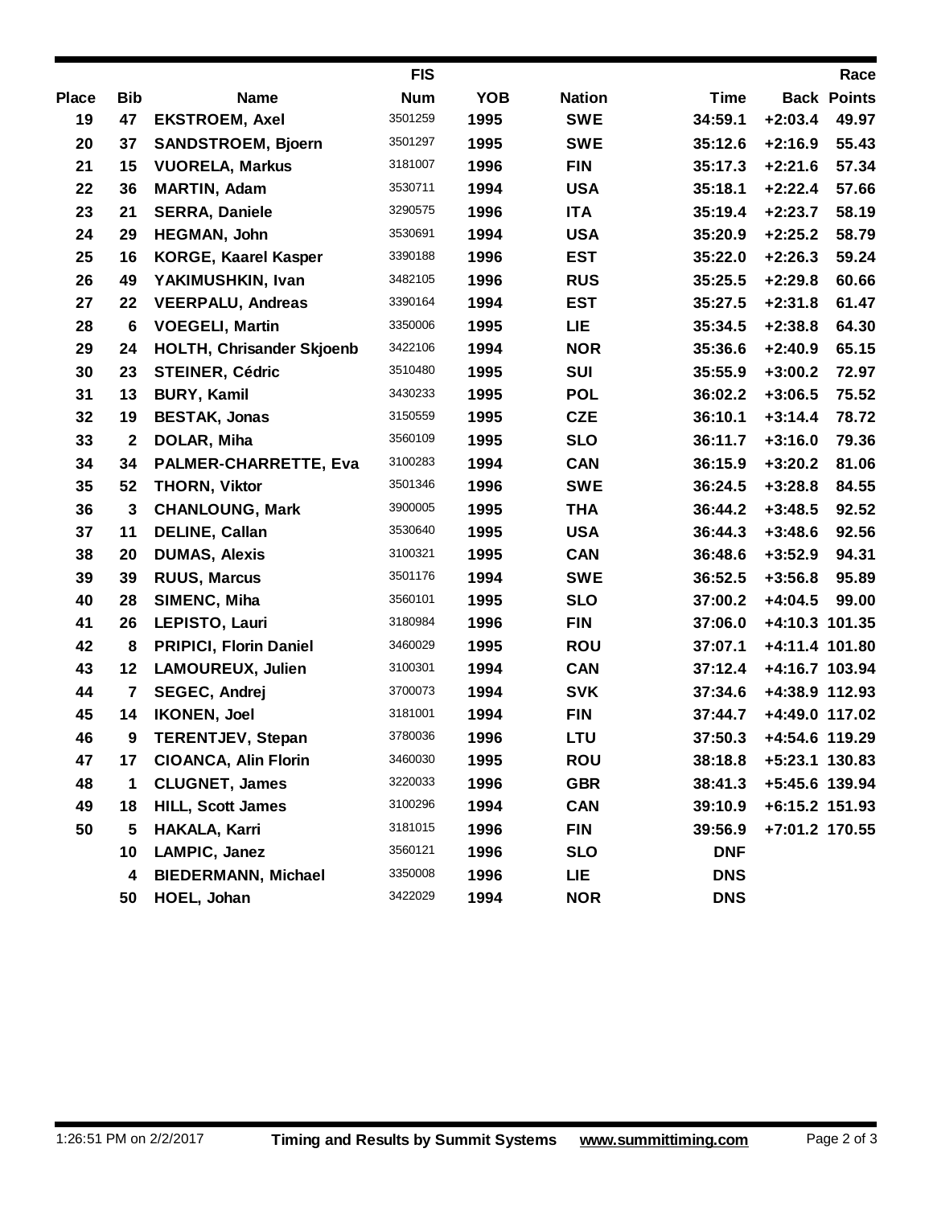| Place | Bib | Name | FIS Num | YOB | Nation | Time | Back | Race Points |
|---|---|---|---|---|---|---|---|---|
| 19 | 47 | **EKSTROEM, Axel** | 3501259 | 1995 | SWE | 34:59.1 | +2:03.4 | 49.97 |
| 20 | 37 | **SANDSTROEM, Bjoern** | 3501297 | 1995 | SWE | 35:12.6 | +2:16.9 | 55.43 |
| 21 | 15 | **VUORELA, Markus** | 3181007 | 1996 | FIN | 35:17.3 | +2:21.6 | 57.34 |
| 22 | 36 | **MARTIN, Adam** | 3530711 | 1994 | USA | 35:18.1 | +2:22.4 | 57.66 |
| 23 | 21 | **SERRA, Daniele** | 3290575 | 1996 | ITA | 35:19.4 | +2:23.7 | 58.19 |
| 24 | 29 | **HEGMAN, John** | 3530691 | 1994 | USA | 35:20.9 | +2:25.2 | 58.79 |
| 25 | 16 | **KORGE, Kaarel Kasper** | 3390188 | 1996 | EST | 35:22.0 | +2:26.3 | 59.24 |
| 26 | 49 | **YAKIMUSHKIN, Ivan** | 3482105 | 1996 | RUS | 35:25.5 | +2:29.8 | 60.66 |
| 27 | 22 | **VEERPALU, Andreas** | 3390164 | 1994 | EST | 35:27.5 | +2:31.8 | 61.47 |
| 28 | 6 | **VOEGELI, Martin** | 3350006 | 1995 | LIE | 35:34.5 | +2:38.8 | 64.30 |
| 29 | 24 | **HOLTH, Chrisander Skjoenb** | 3422106 | 1994 | NOR | 35:36.6 | +2:40.9 | 65.15 |
| 30 | 23 | **STEINER, Cédric** | 3510480 | 1995 | SUI | 35:55.9 | +3:00.2 | 72.97 |
| 31 | 13 | **BURY, Kamil** | 3430233 | 1995 | POL | 36:02.2 | +3:06.5 | 75.52 |
| 32 | 19 | **BESTAK, Jonas** | 3150559 | 1995 | CZE | 36:10.1 | +3:14.4 | 78.72 |
| 33 | 2 | **DOLAR, Miha** | 3560109 | 1995 | SLO | 36:11.7 | +3:16.0 | 79.36 |
| 34 | 34 | **PALMER-CHARRETTE, Eva** | 3100283 | 1994 | CAN | 36:15.9 | +3:20.2 | 81.06 |
| 35 | 52 | **THORN, Viktor** | 3501346 | 1996 | SWE | 36:24.5 | +3:28.8 | 84.55 |
| 36 | 3 | **CHANLOUNG, Mark** | 3900005 | 1995 | THA | 36:44.2 | +3:48.5 | 92.52 |
| 37 | 11 | **DELINE, Callan** | 3530640 | 1995 | USA | 36:44.3 | +3:48.6 | 92.56 |
| 38 | 20 | **DUMAS, Alexis** | 3100321 | 1995 | CAN | 36:48.6 | +3:52.9 | 94.31 |
| 39 | 39 | **RUUS, Marcus** | 3501176 | 1994 | SWE | 36:52.5 | +3:56.8 | 95.89 |
| 40 | 28 | **SIMENC, Miha** | 3560101 | 1995 | SLO | 37:00.2 | +4:04.5 | 99.00 |
| 41 | 26 | **LEPISTO, Lauri** | 3180984 | 1996 | FIN | 37:06.0 | +4:10.3 | 101.35 |
| 42 | 8 | **PRIPICI, Florin Daniel** | 3460029 | 1995 | ROU | 37:07.1 | +4:11.4 | 101.80 |
| 43 | 12 | **LAMOUREUX, Julien** | 3100301 | 1994 | CAN | 37:12.4 | +4:16.7 | 103.94 |
| 44 | 7 | **SEGEC, Andrej** | 3700073 | 1994 | SVK | 37:34.6 | +4:38.9 | 112.93 |
| 45 | 14 | **IKONEN, Joel** | 3181001 | 1994 | FIN | 37:44.7 | +4:49.0 | 117.02 |
| 46 | 9 | **TERENTJEV, Stepan** | 3780036 | 1996 | LTU | 37:50.3 | +4:54.6 | 119.29 |
| 47 | 17 | **CIOANCA, Alin Florin** | 3460030 | 1995 | ROU | 38:18.8 | +5:23.1 | 130.83 |
| 48 | 1 | **CLUGNET, James** | 3220033 | 1996 | GBR | 38:41.3 | +5:45.6 | 139.94 |
| 49 | 18 | **HILL, Scott James** | 3100296 | 1994 | CAN | 39:10.9 | +6:15.2 | 151.93 |
| 50 | 5 | **HAKALA, Karri** | 3181015 | 1996 | FIN | 39:56.9 | +7:01.2 | 170.55 |
| | 10 | **LAMPIC, Janez** | 3560121 | 1996 | SLO | DNF | | |
| | 4 | **BIEDERMANN, Michael** | 3350008 | 1996 | LIE | DNS | | |
| | 50 | **HOEL, Johan** | 3422029 | 1994 | NOR | DNS | | |

1:26:51 PM on 2/2/2017 **Timing and Results by Summit Systems** www.summittiming.com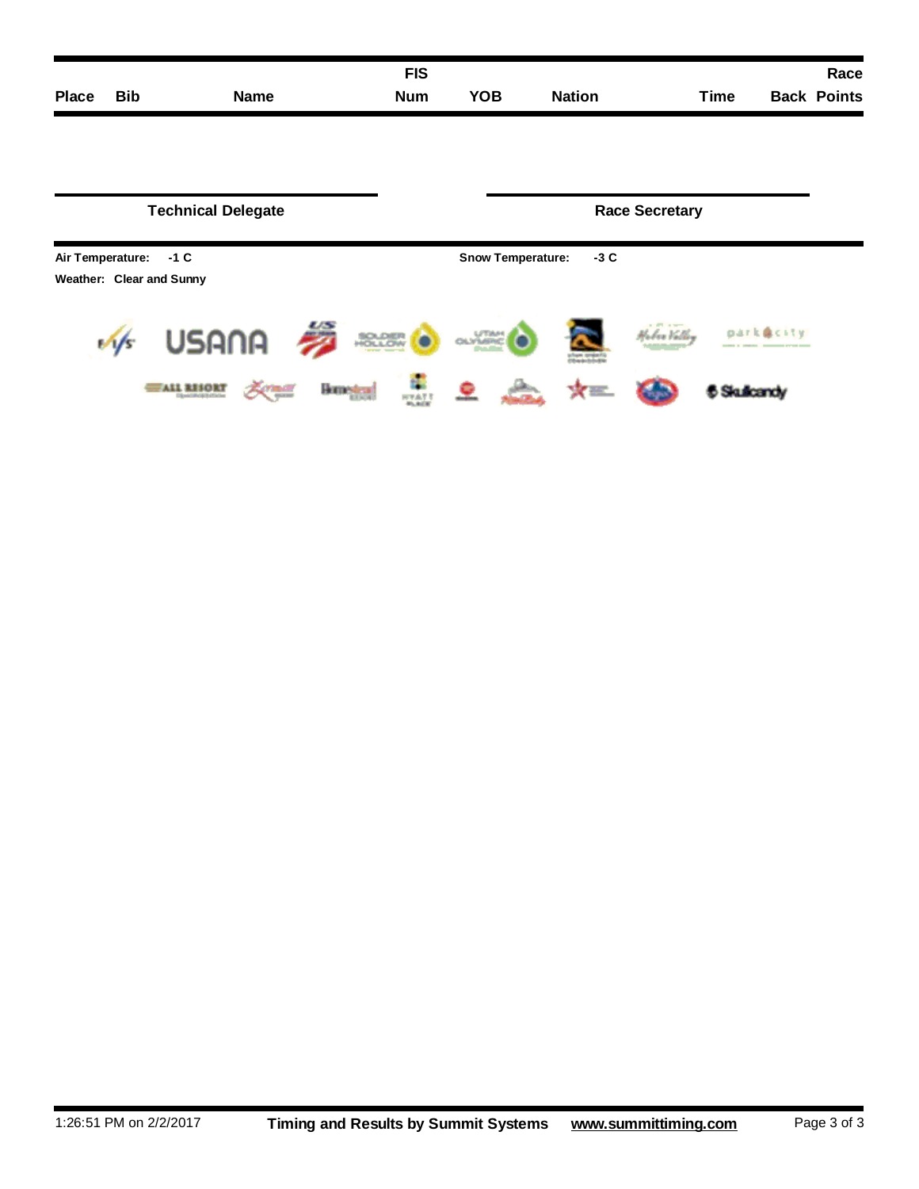| Place | Bib | Name | FIS Num | YOB | Nation | Time | Back | Race Points |
|---|---|---|---|---|---|---|---|---|

**Technical Delegate**

**Race Secretary**

**Air Temperature:** -1 C

**Snow Temperature:** -3 C

**Weather:** Clear and Sunny

1:26:51 PM on 2/2/2017

**Timing and Results by Summit Systems** **www.summittiming.com**